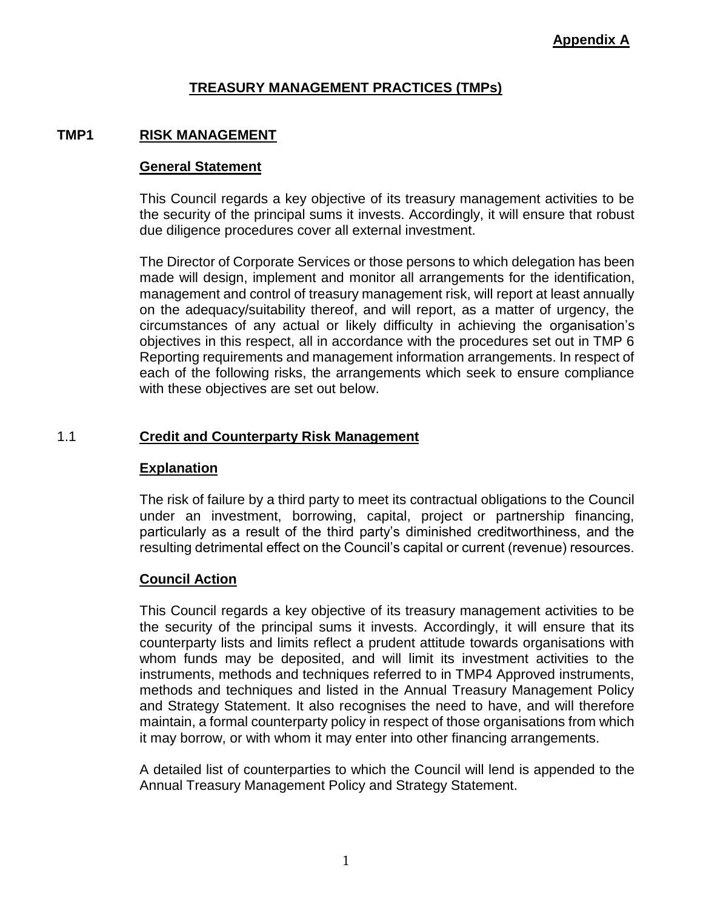**Appendix A**

# TREASURY MANAGEMENT PRACTICES (TMPs)

## TMP1 RISK MANAGEMENT

### General Statement

This Council regards a key objective of its treasury management activities to be the security of the principal sums it invests. Accordingly, it will ensure that robust due diligence procedures cover all external investment.

The Director of Corporate Services or those persons to which delegation has been made will design, implement and monitor all arrangements for the identification, management and control of treasury management risk, will report at least annually on the adequacy/suitability thereof, and will report, as a matter of urgency, the circumstances of any actual or likely difficulty in achieving the organisation's objectives in this respect, all in accordance with the procedures set out in TMP 6 Reporting requirements and management information arrangements. In respect of each of the following risks, the arrangements which seek to ensure compliance with these objectives are set out below.

## 1.1 Credit and Counterparty Risk Management

### Explanation

The risk of failure by a third party to meet its contractual obligations to the Council under an investment, borrowing, capital, project or partnership financing, particularly as a result of the third party's diminished creditworthiness, and the resulting detrimental effect on the Council's capital or current (revenue) resources.

### Council Action

This Council regards a key objective of its treasury management activities to be the security of the principal sums it invests. Accordingly, it will ensure that its counterparty lists and limits reflect a prudent attitude towards organisations with whom funds may be deposited, and will limit its investment activities to the instruments, methods and techniques referred to in TMP4 Approved instruments, methods and techniques and listed in the Annual Treasury Management Policy and Strategy Statement. It also recognises the need to have, and will therefore maintain, a formal counterparty policy in respect of those organisations from which it may borrow, or with whom it may enter into other financing arrangements.

A detailed list of counterparties to which the Council will lend is appended to the Annual Treasury Management Policy and Strategy Statement.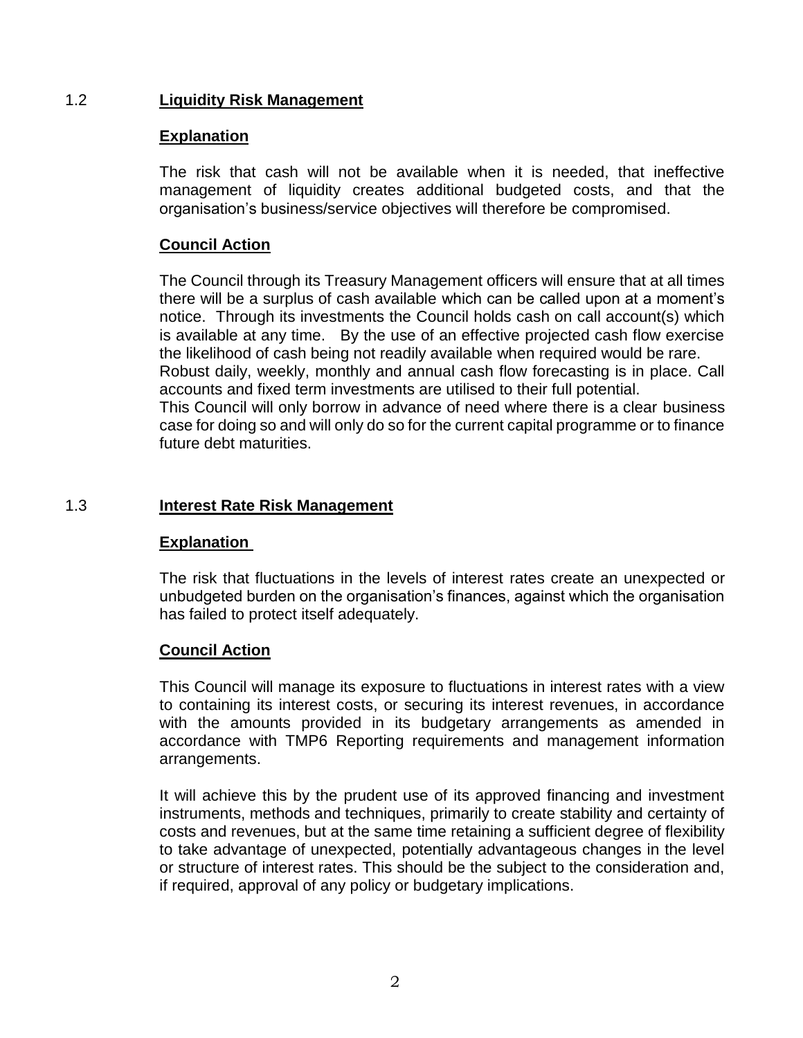## 1.2 Liquidity Risk Management

**Explanation**

The risk that cash will not be available when it is needed, that ineffective management of liquidity creates additional budgeted costs, and that the organisation's business/service objectives will therefore be compromised.

**Council Action**

The Council through its Treasury Management officers will ensure that at all times there will be a surplus of cash available which can be called upon at a moment's notice. Through its investments the Council holds cash on call account(s) which is available at any time. By the use of an effective projected cash flow exercise the likelihood of cash being not readily available when required would be rare.
Robust daily, weekly, monthly and annual cash flow forecasting is in place. Call accounts and fixed term investments are utilised to their full potential.
This Council will only borrow in advance of need where there is a clear business case for doing so and will only do so for the current capital programme or to finance future debt maturities.

## 1.3 Interest Rate Risk Management

**Explanation**

The risk that fluctuations in the levels of interest rates create an unexpected or unbudgeted burden on the organisation's finances, against which the organisation has failed to protect itself adequately.

**Council Action**

This Council will manage its exposure to fluctuations in interest rates with a view to containing its interest costs, or securing its interest revenues, in accordance with the amounts provided in its budgetary arrangements as amended in accordance with TMP6 Reporting requirements and management information arrangements.

It will achieve this by the prudent use of its approved financing and investment instruments, methods and techniques, primarily to create stability and certainty of costs and revenues, but at the same time retaining a sufficient degree of flexibility to take advantage of unexpected, potentially advantageous changes in the level or structure of interest rates. This should be the subject to the consideration and, if required, approval of any policy or budgetary implications.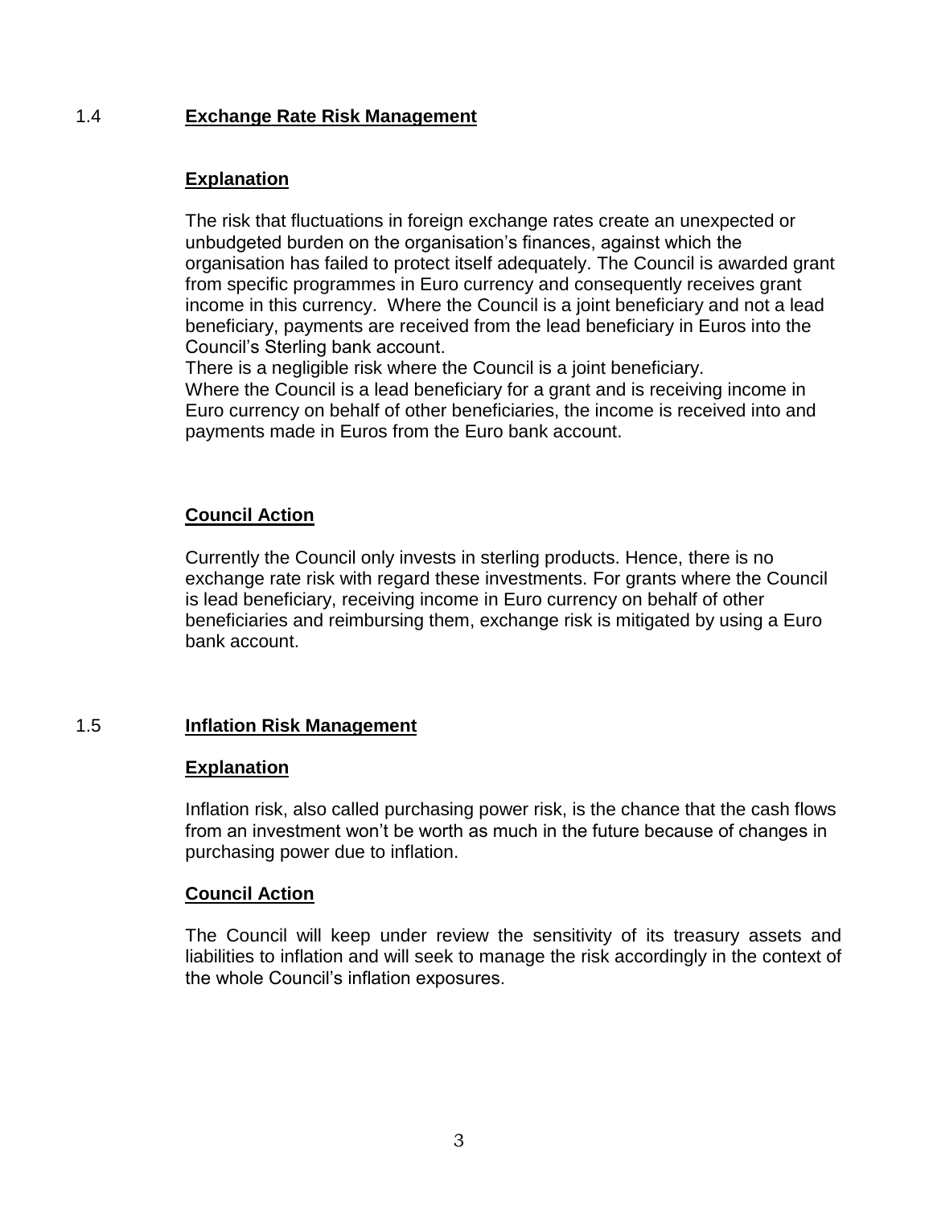## 1.4 Exchange Rate Risk Management

### Explanation

The risk that fluctuations in foreign exchange rates create an unexpected or unbudgeted burden on the organisation's finances, against which the organisation has failed to protect itself adequately. The Council is awarded grant from specific programmes in Euro currency and consequently receives grant income in this currency. Where the Council is a joint beneficiary and not a lead beneficiary, payments are received from the lead beneficiary in Euros into the Council's Sterling bank account.

There is a negligible risk where the Council is a joint beneficiary.

Where the Council is a lead beneficiary for a grant and is receiving income in Euro currency on behalf of other beneficiaries, the income is received into and payments made in Euros from the Euro bank account.

### Council Action

Currently the Council only invests in sterling products. Hence, there is no exchange rate risk with regard these investments. For grants where the Council is lead beneficiary, receiving income in Euro currency on behalf of other beneficiaries and reimbursing them, exchange risk is mitigated by using a Euro bank account.

## 1.5 Inflation Risk Management

### Explanation

Inflation risk, also called purchasing power risk, is the chance that the cash flows from an investment won't be worth as much in the future because of changes in purchasing power due to inflation.

### Council Action

The Council will keep under review the sensitivity of its treasury assets and liabilities to inflation and will seek to manage the risk accordingly in the context of the whole Council's inflation exposures.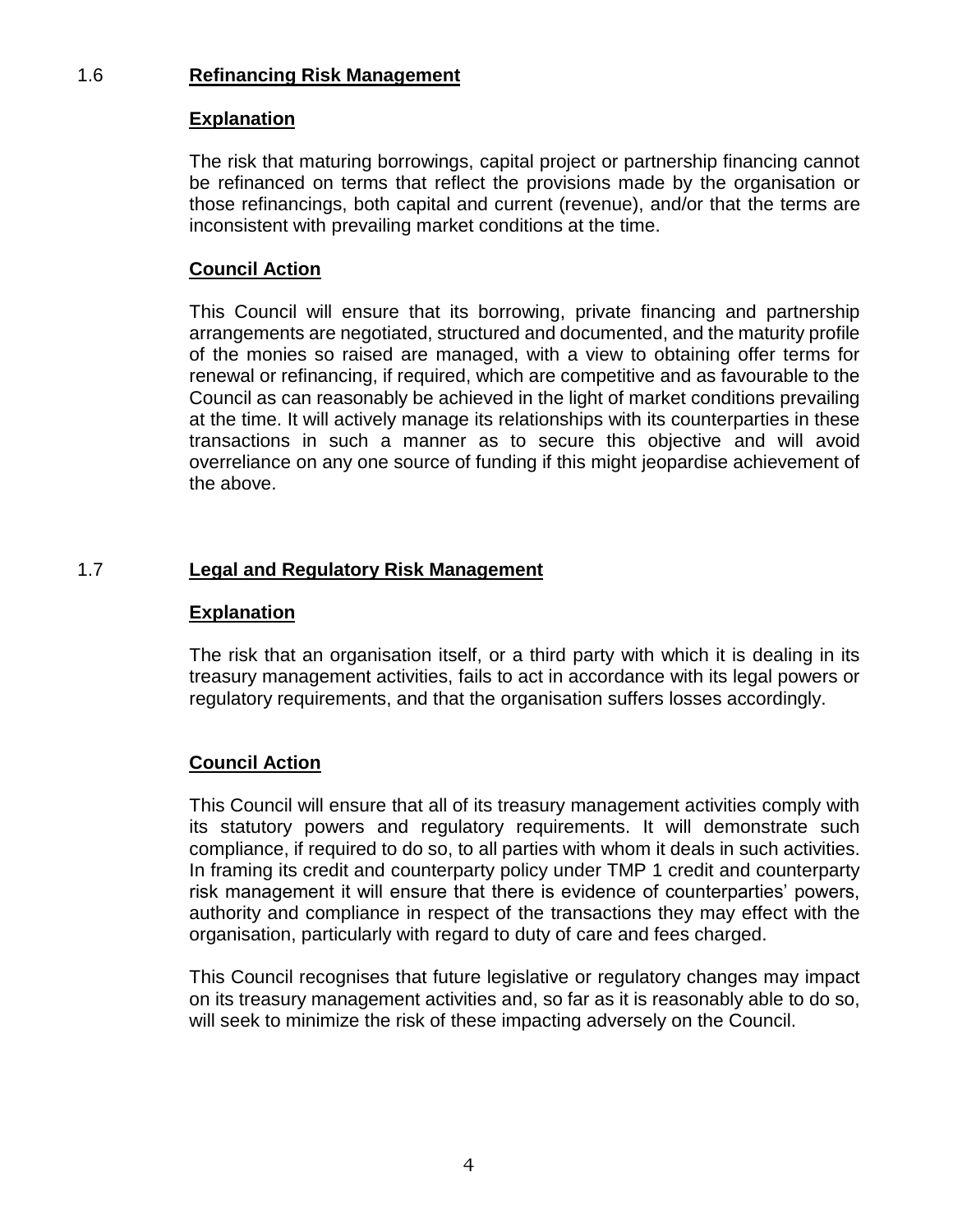## 1.6 Refinancing Risk Management

### Explanation

The risk that maturing borrowings, capital project or partnership financing cannot be refinanced on terms that reflect the provisions made by the organisation or those refinancings, both capital and current (revenue), and/or that the terms are inconsistent with prevailing market conditions at the time.

### Council Action

This Council will ensure that its borrowing, private financing and partnership arrangements are negotiated, structured and documented, and the maturity profile of the monies so raised are managed, with a view to obtaining offer terms for renewal or refinancing, if required, which are competitive and as favourable to the Council as can reasonably be achieved in the light of market conditions prevailing at the time. It will actively manage its relationships with its counterparties in these transactions in such a manner as to secure this objective and will avoid overreliance on any one source of funding if this might jeopardise achievement of the above.

## 1.7 Legal and Regulatory Risk Management

### Explanation

The risk that an organisation itself, or a third party with which it is dealing in its treasury management activities, fails to act in accordance with its legal powers or regulatory requirements, and that the organisation suffers losses accordingly.

### Council Action

This Council will ensure that all of its treasury management activities comply with its statutory powers and regulatory requirements. It will demonstrate such compliance, if required to do so, to all parties with whom it deals in such activities. In framing its credit and counterparty policy under TMP 1 credit and counterparty risk management it will ensure that there is evidence of counterparties' powers, authority and compliance in respect of the transactions they may effect with the organisation, particularly with regard to duty of care and fees charged.

This Council recognises that future legislative or regulatory changes may impact on its treasury management activities and, so far as it is reasonably able to do so, will seek to minimize the risk of these impacting adversely on the Council.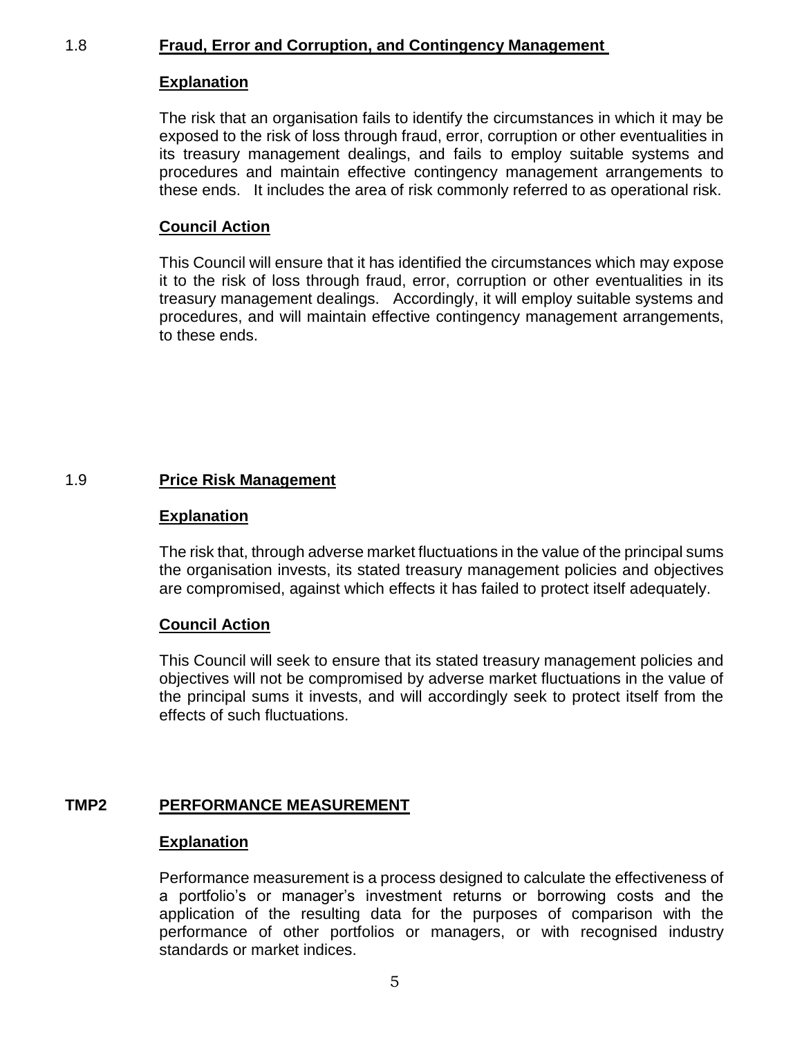### 1.8 Fraud, Error and Corruption, and Contingency Management

**Explanation**

The risk that an organisation fails to identify the circumstances in which it may be exposed to the risk of loss through fraud, error, corruption or other eventualities in its treasury management dealings, and fails to employ suitable systems and procedures and maintain effective contingency management arrangements to these ends. It includes the area of risk commonly referred to as operational risk.

**Council Action**

This Council will ensure that it has identified the circumstances which may expose it to the risk of loss through fraud, error, corruption or other eventualities in its treasury management dealings. Accordingly, it will employ suitable systems and procedures, and will maintain effective contingency management arrangements, to these ends.

### 1.9 Price Risk Management

**Explanation**

The risk that, through adverse market fluctuations in the value of the principal sums the organisation invests, its stated treasury management policies and objectives are compromised, against which effects it has failed to protect itself adequately.

**Council Action**

This Council will seek to ensure that its stated treasury management policies and objectives will not be compromised by adverse market fluctuations in the value of the principal sums it invests, and will accordingly seek to protect itself from the effects of such fluctuations.

## TMP2 PERFORMANCE MEASUREMENT

**Explanation**

Performance measurement is a process designed to calculate the effectiveness of a portfolio's or manager's investment returns or borrowing costs and the application of the resulting data for the purposes of comparison with the performance of other portfolios or managers, or with recognised industry standards or market indices.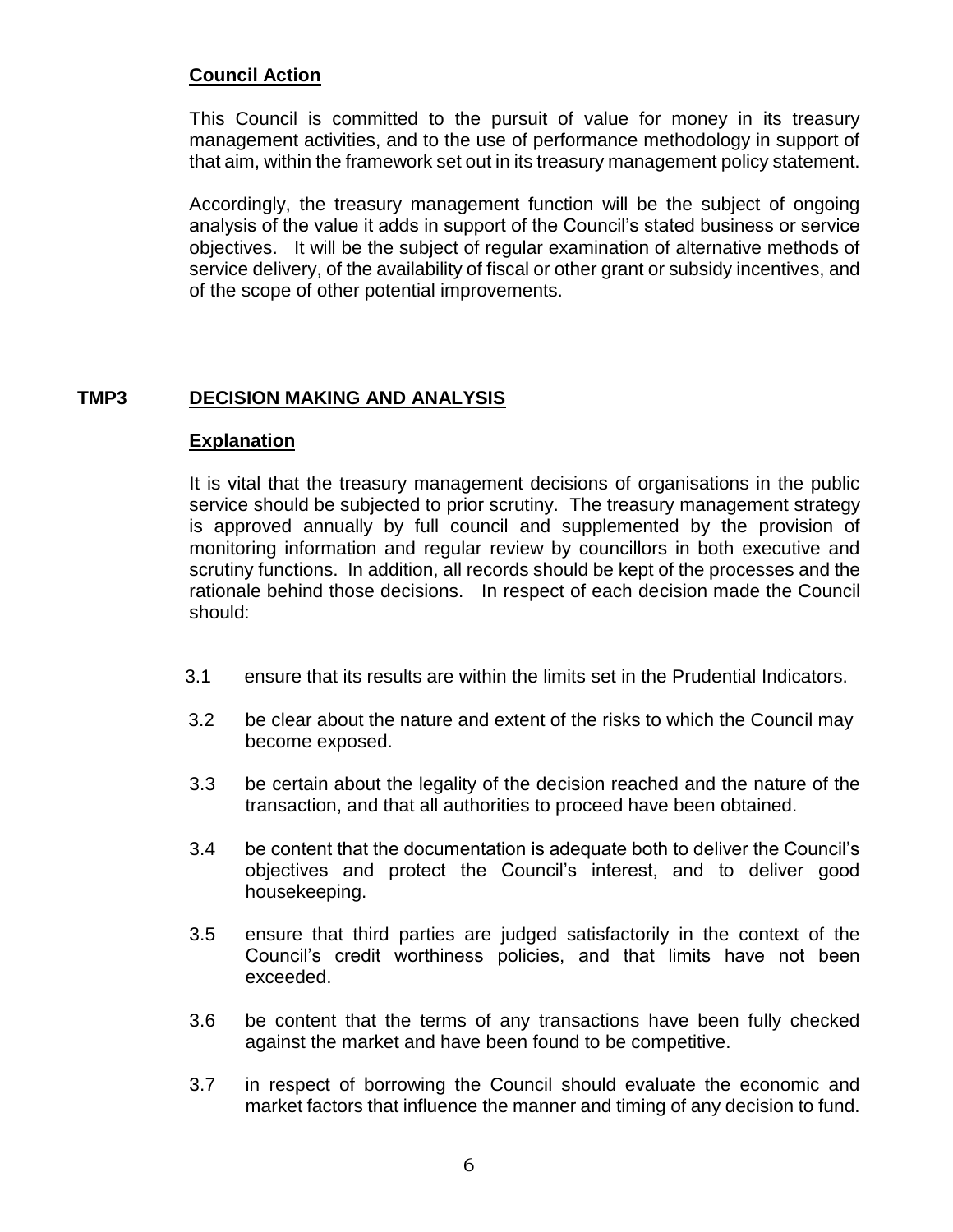### Council Action

This Council is committed to the pursuit of value for money in its treasury management activities, and to the use of performance methodology in support of that aim, within the framework set out in its treasury management policy statement.

Accordingly, the treasury management function will be the subject of ongoing analysis of the value it adds in support of the Council's stated business or service objectives. It will be the subject of regular examination of alternative methods of service delivery, of the availability of fiscal or other grant or subsidy incentives, and of the scope of other potential improvements.

## TMP3 DECISION MAKING AND ANALYSIS

### Explanation

It is vital that the treasury management decisions of organisations in the public service should be subjected to prior scrutiny. The treasury management strategy is approved annually by full council and supplemented by the provision of monitoring information and regular review by councillors in both executive and scrutiny functions. In addition, all records should be kept of the processes and the rationale behind those decisions. In respect of each decision made the Council should:

3.1 ensure that its results are within the limits set in the Prudential Indicators.

3.2 be clear about the nature and extent of the risks to which the Council may become exposed.

3.3 be certain about the legality of the decision reached and the nature of the transaction, and that all authorities to proceed have been obtained.

3.4 be content that the documentation is adequate both to deliver the Council's objectives and protect the Council's interest, and to deliver good housekeeping.

3.5 ensure that third parties are judged satisfactorily in the context of the Council's credit worthiness policies, and that limits have not been exceeded.

3.6 be content that the terms of any transactions have been fully checked against the market and have been found to be competitive.

3.7 in respect of borrowing the Council should evaluate the economic and market factors that influence the manner and timing of any decision to fund.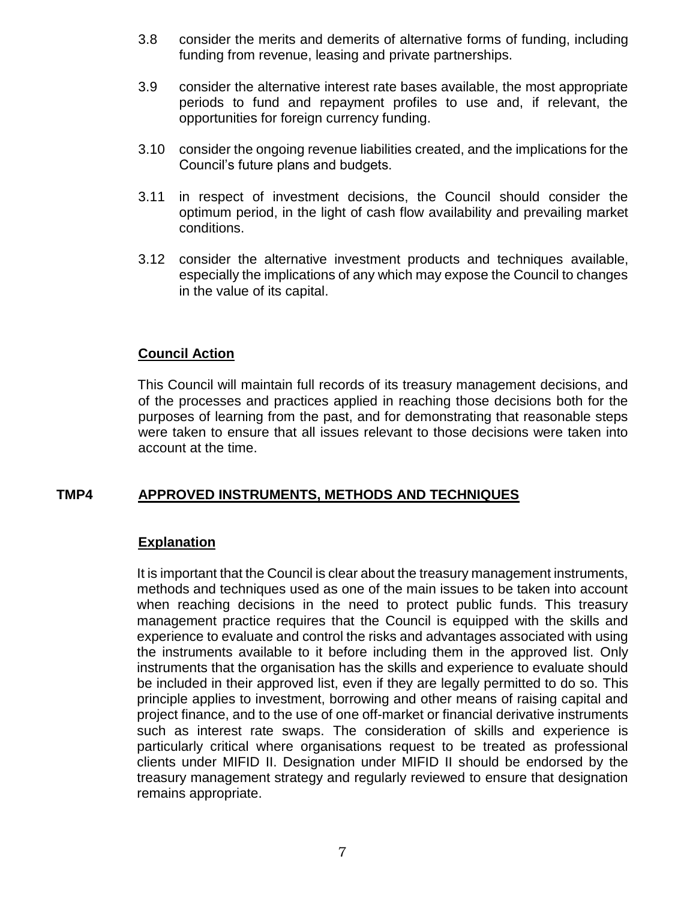3.8 consider the merits and demerits of alternative forms of funding, including funding from revenue, leasing and private partnerships.

3.9 consider the alternative interest rate bases available, the most appropriate periods to fund and repayment profiles to use and, if relevant, the opportunities for foreign currency funding.

3.10 consider the ongoing revenue liabilities created, and the implications for the Council's future plans and budgets.

3.11 in respect of investment decisions, the Council should consider the optimum period, in the light of cash flow availability and prevailing market conditions.

3.12 consider the alternative investment products and techniques available, especially the implications of any which may expose the Council to changes in the value of its capital.

**Council Action**

This Council will maintain full records of its treasury management decisions, and of the processes and practices applied in reaching those decisions both for the purposes of learning from the past, and for demonstrating that reasonable steps were taken to ensure that all issues relevant to those decisions were taken into account at the time.

## TMP4 APPROVED INSTRUMENTS, METHODS AND TECHNIQUES

**Explanation**

It is important that the Council is clear about the treasury management instruments, methods and techniques used as one of the main issues to be taken into account when reaching decisions in the need to protect public funds. This treasury management practice requires that the Council is equipped with the skills and experience to evaluate and control the risks and advantages associated with using the instruments available to it before including them in the approved list. Only instruments that the organisation has the skills and experience to evaluate should be included in their approved list, even if they are legally permitted to do so. This principle applies to investment, borrowing and other means of raising capital and project finance, and to the use of one off-market or financial derivative instruments such as interest rate swaps. The consideration of skills and experience is particularly critical where organisations request to be treated as professional clients under MIFID II. Designation under MIFID II should be endorsed by the treasury management strategy and regularly reviewed to ensure that designation remains appropriate.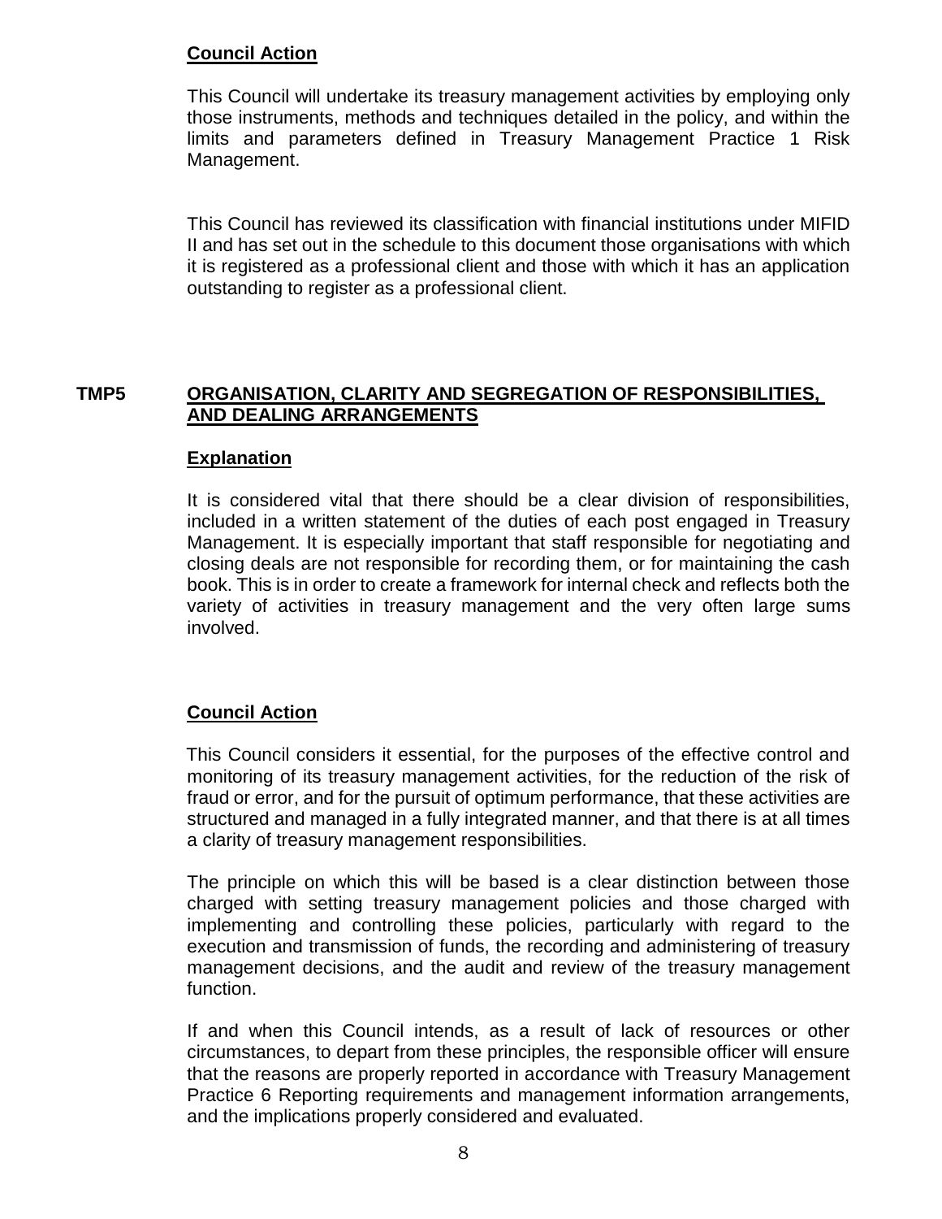**Council Action**

This Council will undertake its treasury management activities by employing only those instruments, methods and techniques detailed in the policy, and within the limits and parameters defined in Treasury Management Practice 1 Risk Management.

This Council has reviewed its classification with financial institutions under MIFID II and has set out in the schedule to this document those organisations with which it is registered as a professional client and those with which it has an application outstanding to register as a professional client.

## TMP5 ORGANISATION, CLARITY AND SEGREGATION OF RESPONSIBILITIES, AND DEALING ARRANGEMENTS

**Explanation**

It is considered vital that there should be a clear division of responsibilities, included in a written statement of the duties of each post engaged in Treasury Management. It is especially important that staff responsible for negotiating and closing deals are not responsible for recording them, or for maintaining the cash book. This is in order to create a framework for internal check and reflects both the variety of activities in treasury management and the very often large sums involved.

**Council Action**

This Council considers it essential, for the purposes of the effective control and monitoring of its treasury management activities, for the reduction of the risk of fraud or error, and for the pursuit of optimum performance, that these activities are structured and managed in a fully integrated manner, and that there is at all times a clarity of treasury management responsibilities.

The principle on which this will be based is a clear distinction between those charged with setting treasury management policies and those charged with implementing and controlling these policies, particularly with regard to the execution and transmission of funds, the recording and administering of treasury management decisions, and the audit and review of the treasury management function.

If and when this Council intends, as a result of lack of resources or other circumstances, to depart from these principles, the responsible officer will ensure that the reasons are properly reported in accordance with Treasury Management Practice 6 Reporting requirements and management information arrangements, and the implications properly considered and evaluated.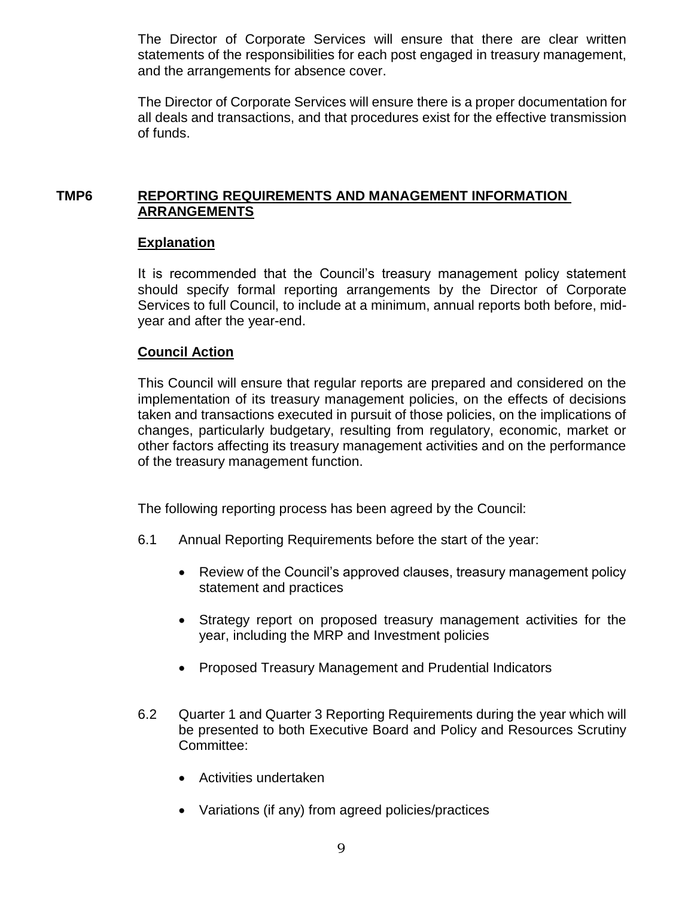The Director of Corporate Services will ensure that there are clear written statements of the responsibilities for each post engaged in treasury management, and the arrangements for absence cover.

The Director of Corporate Services will ensure there is a proper documentation for all deals and transactions, and that procedures exist for the effective transmission of funds.

## TMP6 REPORTING REQUIREMENTS AND MANAGEMENT INFORMATION ARRANGEMENTS

### Explanation

It is recommended that the Council's treasury management policy statement should specify formal reporting arrangements by the Director of Corporate Services to full Council, to include at a minimum, annual reports both before, mid-year and after the year-end.

### Council Action

This Council will ensure that regular reports are prepared and considered on the implementation of its treasury management policies, on the effects of decisions taken and transactions executed in pursuit of those policies, on the implications of changes, particularly budgetary, resulting from regulatory, economic, market or other factors affecting its treasury management activities and on the performance of the treasury management function.

The following reporting process has been agreed by the Council:

6.1 Annual Reporting Requirements before the start of the year:

- Review of the Council's approved clauses, treasury management policy statement and practices
- Strategy report on proposed treasury management activities for the year, including the MRP and Investment policies
- Proposed Treasury Management and Prudential Indicators

6.2 Quarter 1 and Quarter 3 Reporting Requirements during the year which will be presented to both Executive Board and Policy and Resources Scrutiny Committee:

- Activities undertaken
- Variations (if any) from agreed policies/practices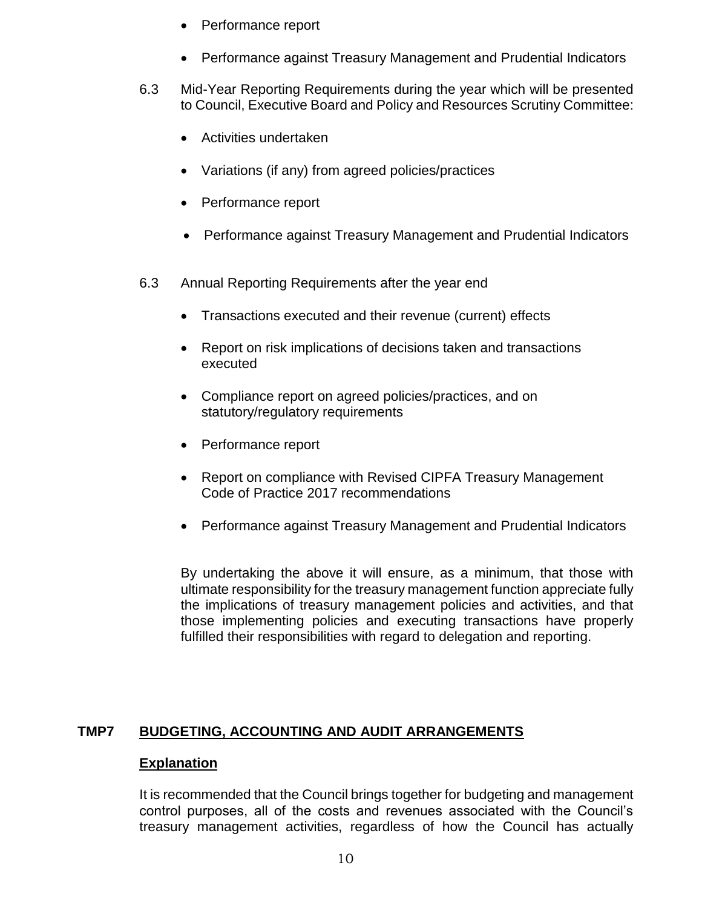- Performance report
- Performance against Treasury Management and Prudential Indicators

6.3 Mid-Year Reporting Requirements during the year which will be presented to Council, Executive Board and Policy and Resources Scrutiny Committee:

- Activities undertaken
- Variations (if any) from agreed policies/practices
- Performance report
- Performance against Treasury Management and Prudential Indicators

6.3 Annual Reporting Requirements after the year end

- Transactions executed and their revenue (current) effects
- Report on risk implications of decisions taken and transactions executed
- Compliance report on agreed policies/practices, and on statutory/regulatory requirements
- Performance report
- Report on compliance with Revised CIPFA Treasury Management Code of Practice 2017 recommendations
- Performance against Treasury Management and Prudential Indicators

By undertaking the above it will ensure, as a minimum, that those with ultimate responsibility for the treasury management function appreciate fully the implications of treasury management policies and activities, and that those implementing policies and executing transactions have properly fulfilled their responsibilities with regard to delegation and reporting.

## TMP7 BUDGETING, ACCOUNTING AND AUDIT ARRANGEMENTS

### Explanation

It is recommended that the Council brings together for budgeting and management control purposes, all of the costs and revenues associated with the Council's treasury management activities, regardless of how the Council has actually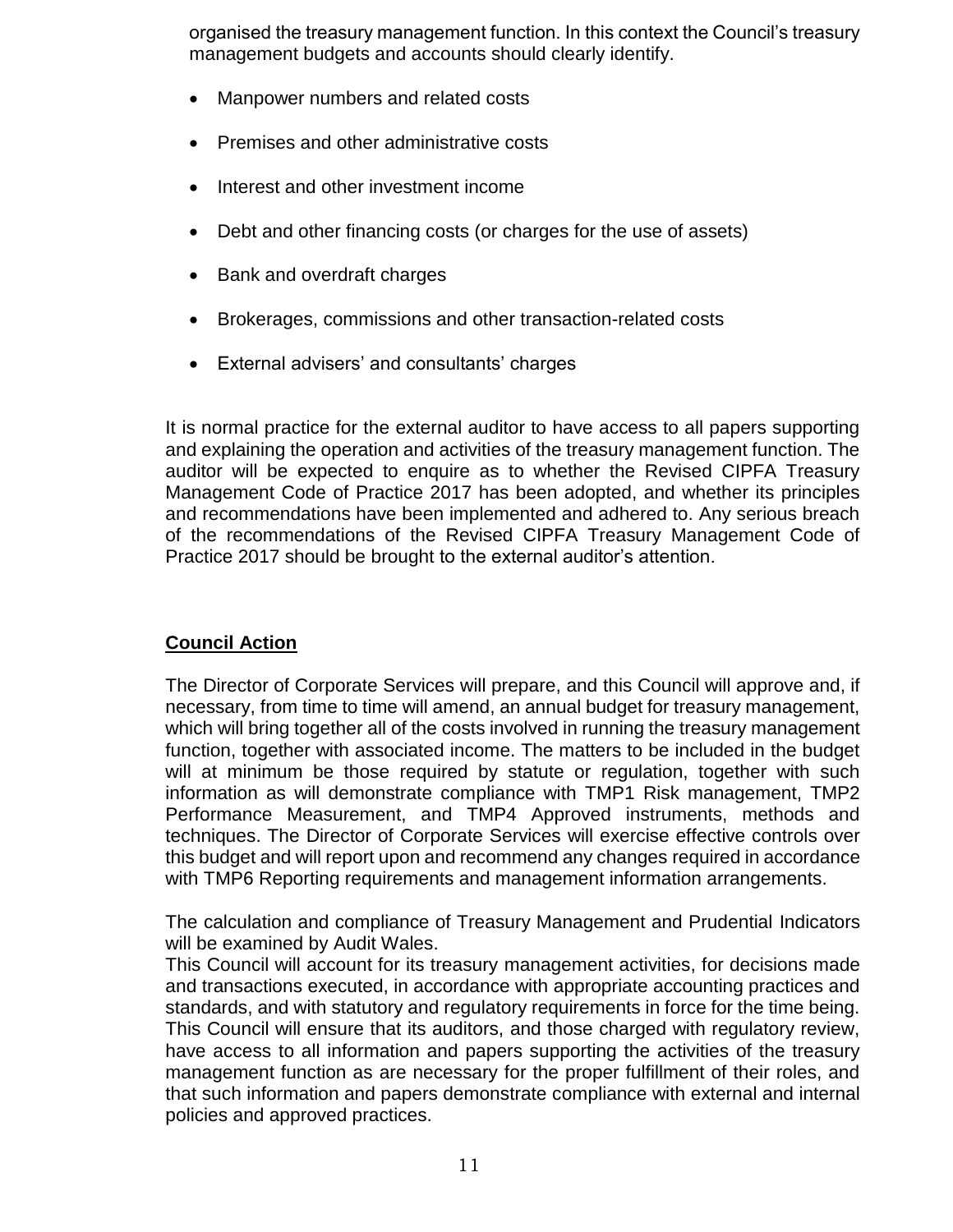organised the treasury management function. In this context the Council's treasury management budgets and accounts should clearly identify.

- Manpower numbers and related costs
- Premises and other administrative costs
- Interest and other investment income
- Debt and other financing costs (or charges for the use of assets)
- Bank and overdraft charges
- Brokerages, commissions and other transaction-related costs
- External advisers' and consultants' charges

It is normal practice for the external auditor to have access to all papers supporting and explaining the operation and activities of the treasury management function. The auditor will be expected to enquire as to whether the Revised CIPFA Treasury Management Code of Practice 2017 has been adopted, and whether its principles and recommendations have been implemented and adhered to. Any serious breach of the recommendations of the Revised CIPFA Treasury Management Code of Practice 2017 should be brought to the external auditor's attention.

**Council Action**

The Director of Corporate Services will prepare, and this Council will approve and, if necessary, from time to time will amend, an annual budget for treasury management, which will bring together all of the costs involved in running the treasury management function, together with associated income. The matters to be included in the budget will at minimum be those required by statute or regulation, together with such information as will demonstrate compliance with TMP1 Risk management, TMP2 Performance Measurement, and TMP4 Approved instruments, methods and techniques. The Director of Corporate Services will exercise effective controls over this budget and will report upon and recommend any changes required in accordance with TMP6 Reporting requirements and management information arrangements.

The calculation and compliance of Treasury Management and Prudential Indicators will be examined by Audit Wales.
This Council will account for its treasury management activities, for decisions made and transactions executed, in accordance with appropriate accounting practices and standards, and with statutory and regulatory requirements in force for the time being. This Council will ensure that its auditors, and those charged with regulatory review, have access to all information and papers supporting the activities of the treasury management function as are necessary for the proper fulfillment of their roles, and that such information and papers demonstrate compliance with external and internal policies and approved practices.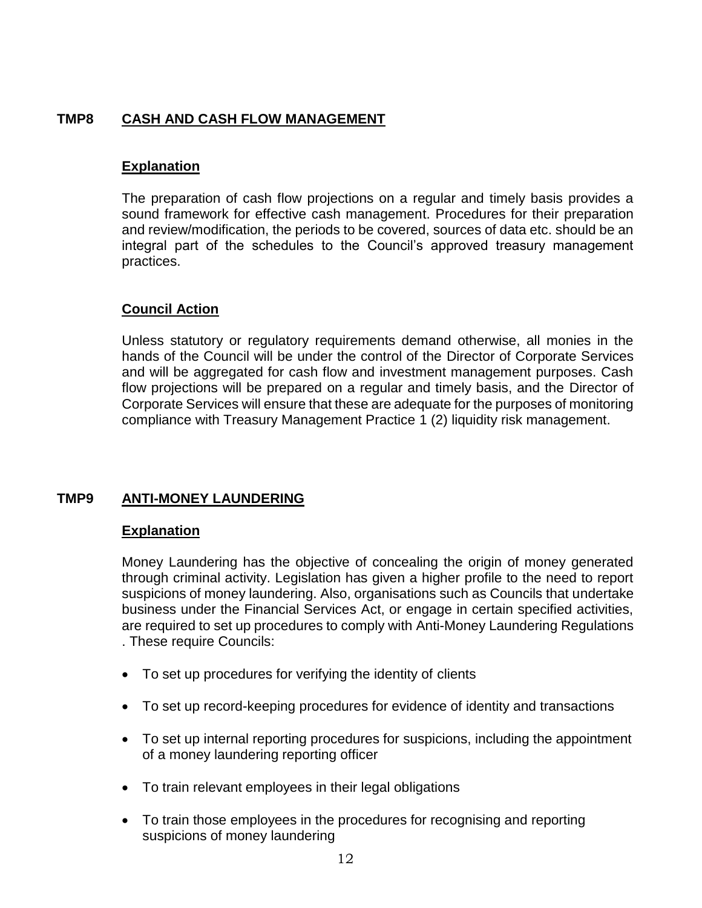## TMP8 CASH AND CASH FLOW MANAGEMENT

### Explanation

The preparation of cash flow projections on a regular and timely basis provides a sound framework for effective cash management. Procedures for their preparation and review/modification, the periods to be covered, sources of data etc. should be an integral part of the schedules to the Council's approved treasury management practices.

### Council Action

Unless statutory or regulatory requirements demand otherwise, all monies in the hands of the Council will be under the control of the Director of Corporate Services and will be aggregated for cash flow and investment management purposes. Cash flow projections will be prepared on a regular and timely basis, and the Director of Corporate Services will ensure that these are adequate for the purposes of monitoring compliance with Treasury Management Practice 1 (2) liquidity risk management.

## TMP9 ANTI-MONEY LAUNDERING

### Explanation

Money Laundering has the objective of concealing the origin of money generated through criminal activity. Legislation has given a higher profile to the need to report suspicions of money laundering. Also, organisations such as Councils that undertake business under the Financial Services Act, or engage in certain specified activities, are required to set up procedures to comply with Anti-Money Laundering Regulations . These require Councils:

- To set up procedures for verifying the identity of clients
- To set up record-keeping procedures for evidence of identity and transactions
- To set up internal reporting procedures for suspicions, including the appointment of a money laundering reporting officer
- To train relevant employees in their legal obligations
- To train those employees in the procedures for recognising and reporting suspicions of money laundering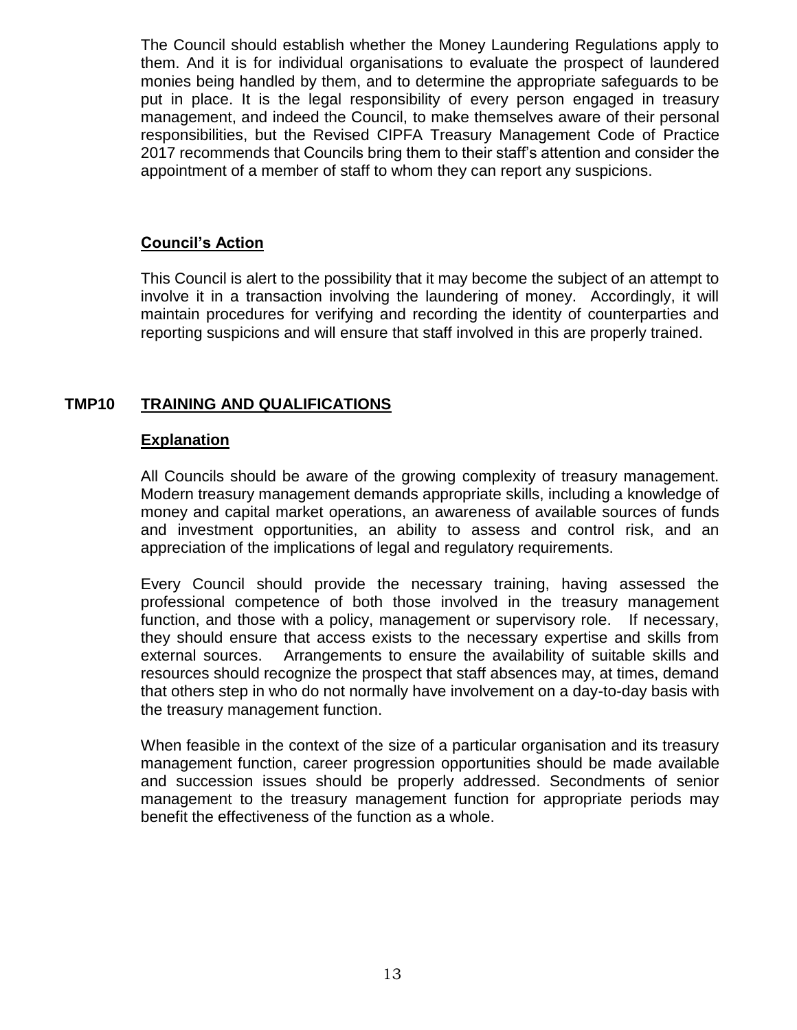The Council should establish whether the Money Laundering Regulations apply to them. And it is for individual organisations to evaluate the prospect of laundered monies being handled by them, and to determine the appropriate safeguards to be put in place. It is the legal responsibility of every person engaged in treasury management, and indeed the Council, to make themselves aware of their personal responsibilities, but the Revised CIPFA Treasury Management Code of Practice 2017 recommends that Councils bring them to their staff's attention and consider the appointment of a member of staff to whom they can report any suspicions.

### Council's Action

This Council is alert to the possibility that it may become the subject of an attempt to involve it in a transaction involving the laundering of money. Accordingly, it will maintain procedures for verifying and recording the identity of counterparties and reporting suspicions and will ensure that staff involved in this are properly trained.

## TMP10 TRAINING AND QUALIFICATIONS

### Explanation

All Councils should be aware of the growing complexity of treasury management. Modern treasury management demands appropriate skills, including a knowledge of money and capital market operations, an awareness of available sources of funds and investment opportunities, an ability to assess and control risk, and an appreciation of the implications of legal and regulatory requirements.

Every Council should provide the necessary training, having assessed the professional competence of both those involved in the treasury management function, and those with a policy, management or supervisory role. If necessary, they should ensure that access exists to the necessary expertise and skills from external sources. Arrangements to ensure the availability of suitable skills and resources should recognize the prospect that staff absences may, at times, demand that others step in who do not normally have involvement on a day-to-day basis with the treasury management function.

When feasible in the context of the size of a particular organisation and its treasury management function, career progression opportunities should be made available and succession issues should be properly addressed. Secondments of senior management to the treasury management function for appropriate periods may benefit the effectiveness of the function as a whole.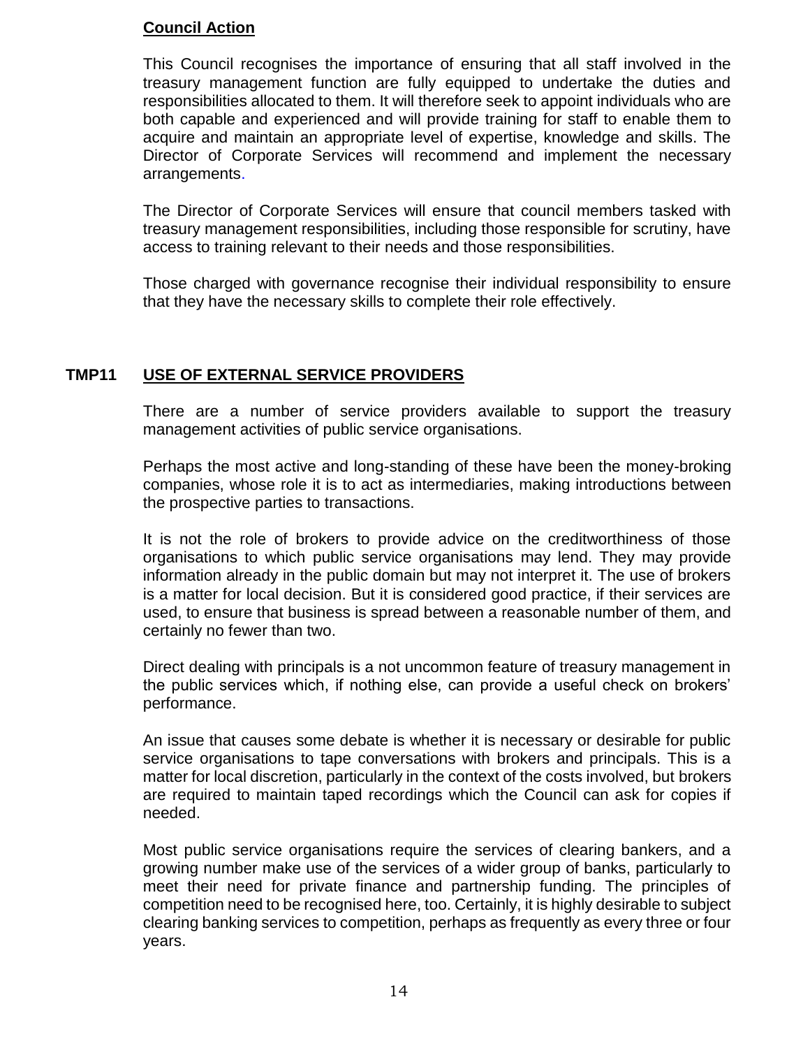**Council Action**

This Council recognises the importance of ensuring that all staff involved in the treasury management function are fully equipped to undertake the duties and responsibilities allocated to them. It will therefore seek to appoint individuals who are both capable and experienced and will provide training for staff to enable them to acquire and maintain an appropriate level of expertise, knowledge and skills. The Director of Corporate Services will recommend and implement the necessary arrangements.

The Director of Corporate Services will ensure that council members tasked with treasury management responsibilities, including those responsible for scrutiny, have access to training relevant to their needs and those responsibilities.

Those charged with governance recognise their individual responsibility to ensure that they have the necessary skills to complete their role effectively.

## TMP11 USE OF EXTERNAL SERVICE PROVIDERS

There are a number of service providers available to support the treasury management activities of public service organisations.

Perhaps the most active and long-standing of these have been the money-broking companies, whose role it is to act as intermediaries, making introductions between the prospective parties to transactions.

It is not the role of brokers to provide advice on the creditworthiness of those organisations to which public service organisations may lend. They may provide information already in the public domain but may not interpret it. The use of brokers is a matter for local decision. But it is considered good practice, if their services are used, to ensure that business is spread between a reasonable number of them, and certainly no fewer than two.

Direct dealing with principals is a not uncommon feature of treasury management in the public services which, if nothing else, can provide a useful check on brokers' performance.

An issue that causes some debate is whether it is necessary or desirable for public service organisations to tape conversations with brokers and principals. This is a matter for local discretion, particularly in the context of the costs involved, but brokers are required to maintain taped recordings which the Council can ask for copies if needed.

Most public service organisations require the services of clearing bankers, and a growing number make use of the services of a wider group of banks, particularly to meet their need for private finance and partnership funding. The principles of competition need to be recognised here, too. Certainly, it is highly desirable to subject clearing banking services to competition, perhaps as frequently as every three or four years.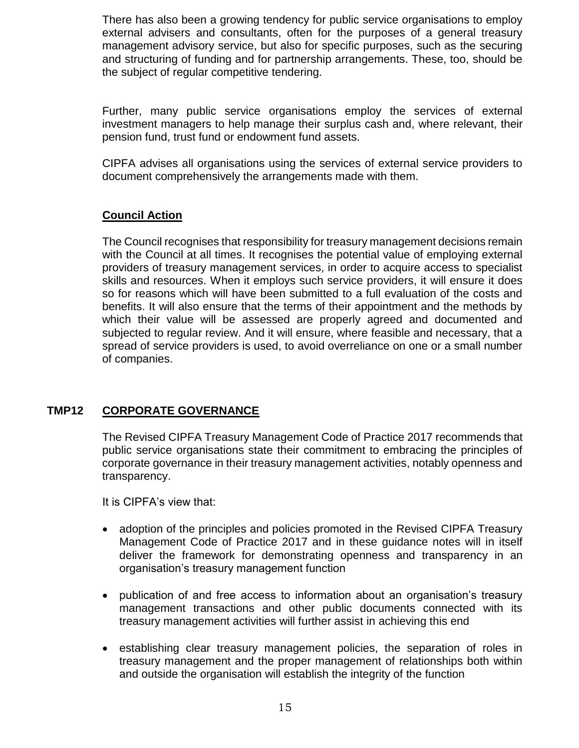There has also been a growing tendency for public service organisations to employ external advisers and consultants, often for the purposes of a general treasury management advisory service, but also for specific purposes, such as the securing and structuring of funding and for partnership arrangements. These, too, should be the subject of regular competitive tendering.

Further, many public service organisations employ the services of external investment managers to help manage their surplus cash and, where relevant, their pension fund, trust fund or endowment fund assets.

CIPFA advises all organisations using the services of external service providers to document comprehensively the arrangements made with them.

**Council Action**

The Council recognises that responsibility for treasury management decisions remain with the Council at all times. It recognises the potential value of employing external providers of treasury management services, in order to acquire access to specialist skills and resources. When it employs such service providers, it will ensure it does so for reasons which will have been submitted to a full evaluation of the costs and benefits. It will also ensure that the terms of their appointment and the methods by which their value will be assessed are properly agreed and documented and subjected to regular review. And it will ensure, where feasible and necessary, that a spread of service providers is used, to avoid overreliance on one or a small number of companies.

## TMP12 CORPORATE GOVERNANCE

The Revised CIPFA Treasury Management Code of Practice 2017 recommends that public service organisations state their commitment to embracing the principles of corporate governance in their treasury management activities, notably openness and transparency.

It is CIPFA's view that:

- adoption of the principles and policies promoted in the Revised CIPFA Treasury Management Code of Practice 2017 and in these guidance notes will in itself deliver the framework for demonstrating openness and transparency in an organisation's treasury management function
- publication of and free access to information about an organisation's treasury management transactions and other public documents connected with its treasury management activities will further assist in achieving this end
- establishing clear treasury management policies, the separation of roles in treasury management and the proper management of relationships both within and outside the organisation will establish the integrity of the function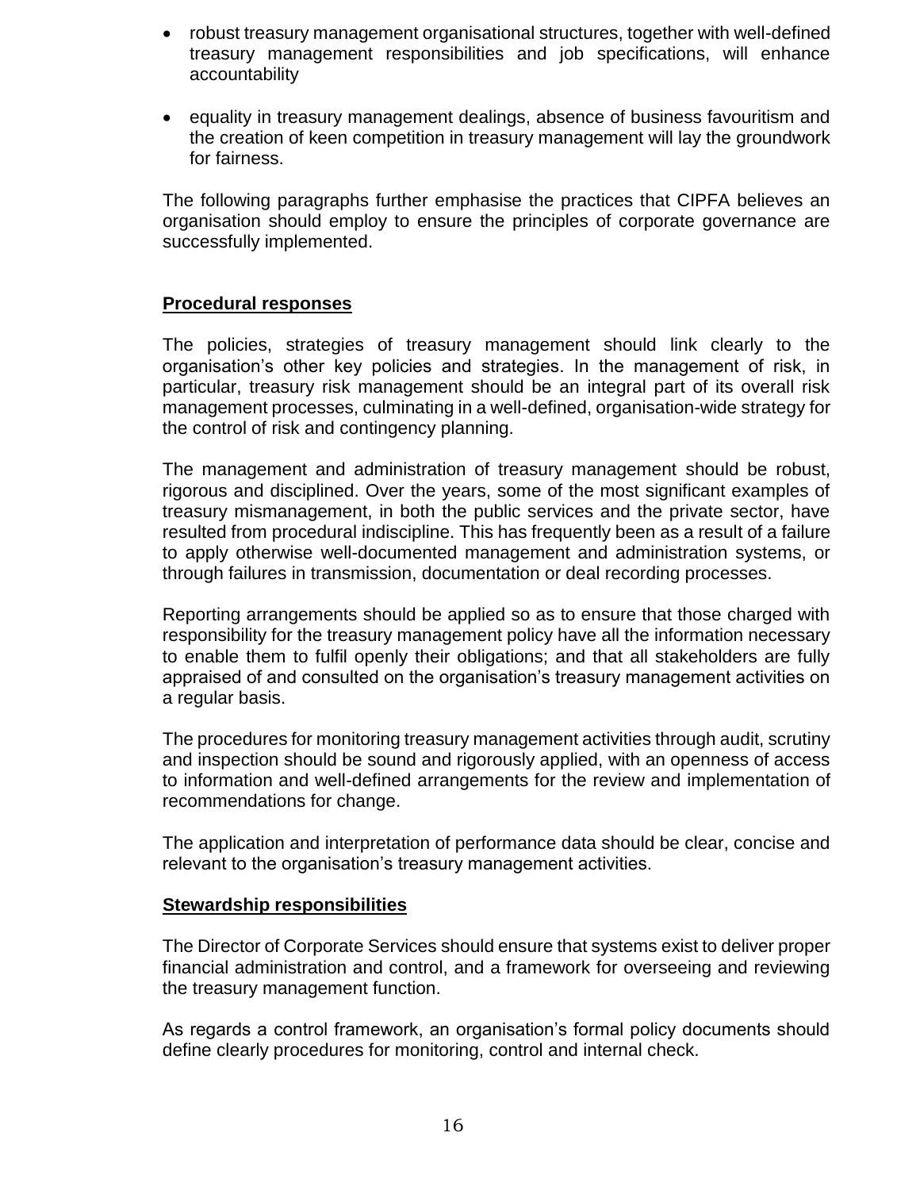- robust treasury management organisational structures, together with well-defined treasury management responsibilities and job specifications, will enhance accountability

- equality in treasury management dealings, absence of business favouritism and the creation of keen competition in treasury management will lay the groundwork for fairness.

The following paragraphs further emphasise the practices that CIPFA believes an organisation should employ to ensure the principles of corporate governance are successfully implemented.

## Procedural responses

The policies, strategies of treasury management should link clearly to the organisation's other key policies and strategies. In the management of risk, in particular, treasury risk management should be an integral part of its overall risk management processes, culminating in a well-defined, organisation-wide strategy for the control of risk and contingency planning.

The management and administration of treasury management should be robust, rigorous and disciplined. Over the years, some of the most significant examples of treasury mismanagement, in both the public services and the private sector, have resulted from procedural indiscipline. This has frequently been as a result of a failure to apply otherwise well-documented management and administration systems, or through failures in transmission, documentation or deal recording processes.

Reporting arrangements should be applied so as to ensure that those charged with responsibility for the treasury management policy have all the information necessary to enable them to fulfil openly their obligations; and that all stakeholders are fully appraised of and consulted on the organisation's treasury management activities on a regular basis.

The procedures for monitoring treasury management activities through audit, scrutiny and inspection should be sound and rigorously applied, with an openness of access to information and well-defined arrangements for the review and implementation of recommendations for change.

The application and interpretation of performance data should be clear, concise and relevant to the organisation's treasury management activities.

## Stewardship responsibilities

The Director of Corporate Services should ensure that systems exist to deliver proper financial administration and control, and a framework for overseeing and reviewing the treasury management function.

As regards a control framework, an organisation's formal policy documents should define clearly procedures for monitoring, control and internal check.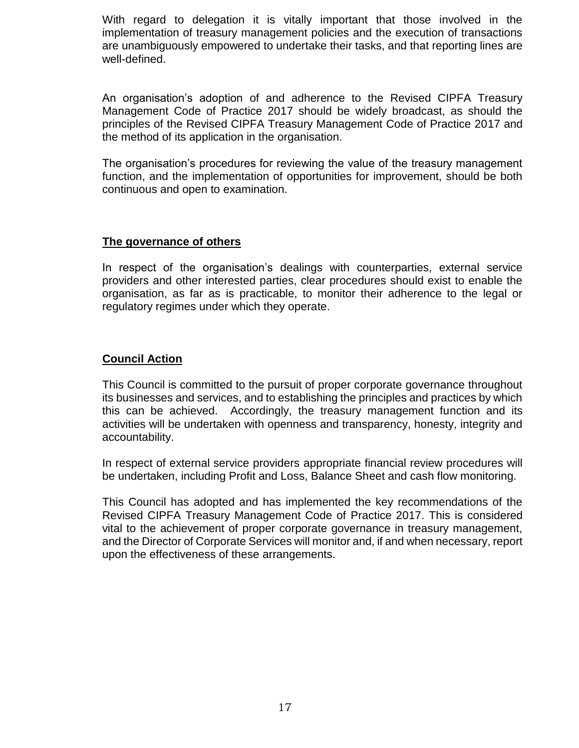With regard to delegation it is vitally important that those involved in the implementation of treasury management policies and the execution of transactions are unambiguously empowered to undertake their tasks, and that reporting lines are well-defined.

An organisation's adoption of and adherence to the Revised CIPFA Treasury Management Code of Practice 2017 should be widely broadcast, as should the principles of the Revised CIPFA Treasury Management Code of Practice 2017 and the method of its application in the organisation.

The organisation's procedures for reviewing the value of the treasury management function, and the implementation of opportunities for improvement, should be both continuous and open to examination.

**The governance of others**

In respect of the organisation's dealings with counterparties, external service providers and other interested parties, clear procedures should exist to enable the organisation, as far as is practicable, to monitor their adherence to the legal or regulatory regimes under which they operate.

**Council Action**

This Council is committed to the pursuit of proper corporate governance throughout its businesses and services, and to establishing the principles and practices by which this can be achieved. Accordingly, the treasury management function and its activities will be undertaken with openness and transparency, honesty, integrity and accountability.

In respect of external service providers appropriate financial review procedures will be undertaken, including Profit and Loss, Balance Sheet and cash flow monitoring.

This Council has adopted and has implemented the key recommendations of the Revised CIPFA Treasury Management Code of Practice 2017. This is considered vital to the achievement of proper corporate governance in treasury management, and the Director of Corporate Services will monitor and, if and when necessary, report upon the effectiveness of these arrangements.